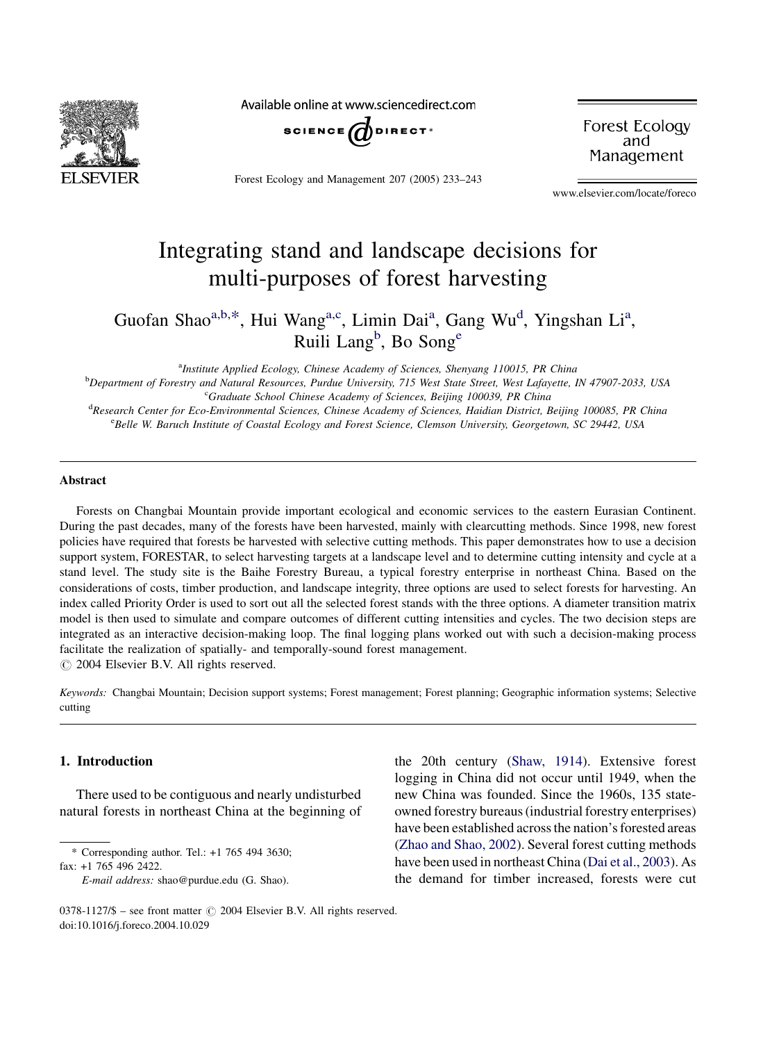# Integrating stand and landscape decisions for multi-purposes of forest harvesting

Guofan Shao[a,b,*], Hui Wang[a,c], Limin Dai[a], Gang Wu[d], Yingshan Li[a], Ruili Lang[b], Bo Song[e]

[a]Institute Applied Ecology, Chinese Academy of Sciences, Shenyang 110015, PR China

[b]Department of Forestry and Natural Resources, Purdue University, 715 West State Street, West Lafayette, IN 47907-2033, USA

[c]Graduate School Chinese Academy of Sciences, Beijing 100039, PR China

[d]Research Center for Eco-Environmental Sciences, Chinese Academy of Sciences, Haidian District, Beijing 100085, PR China

[e]Belle W. Baruch Institute of Coastal Ecology and Forest Science, Clemson University, Georgetown, SC 29442, USA

## Abstract

Forests on Changbai Mountain provide important ecological and economic services to the eastern Eurasian Continent. During the past decades, many of the forests have been harvested, mainly with clearcutting methods. Since 1998, new forest policies have required that forests be harvested with selective cutting methods. This paper demonstrates how to use a decision support system, FORESTAR, to select harvesting targets at a landscape level and to determine cutting intensity and cycle at a stand level. The study site is the Baihe Forestry Bureau, a typical forestry enterprise in northeast China. Based on the considerations of costs, timber production, and landscape integrity, three options are used to select forests for harvesting. An index called Priority Order is used to sort out all the selected forest stands with the three options. A diameter transition matrix model is then used to simulate and compare outcomes of different cutting intensities and cycles. The two decision steps are integrated as an interactive decision-making loop. The final logging plans worked out with such a decision-making process facilitate the realization of spatially- and temporally-sound forest management.

© 2004 Elsevier B.V. All rights reserved.

*Keywords:* Changbai Mountain; Decision support systems; Forest management; Forest planning; Geographic information systems; Selective cutting

## 1. Introduction

There used to be contiguous and nearly undisturbed natural forests in northeast China at the beginning of the 20th century (Shaw, 1914). Extensive forest logging in China did not occur until 1949, when the new China was founded. Since the 1960s, 135 state-owned forestry bureaus (industrial forestry enterprises) have been established across the nation's forested areas (Zhao and Shao, 2002). Several forest cutting methods have been used in northeast China (Dai et al., 2003). As the demand for timber increased, forests were cut

\* Corresponding author. Tel.: +1 765 494 3630; fax: +1 765 496 2422.

*E-mail address:* shao@purdue.edu (G. Shao).

0378-1127/$ – see front matter © 2004 Elsevier B.V. All rights reserved.
doi:10.1016/j.foreco.2004.10.029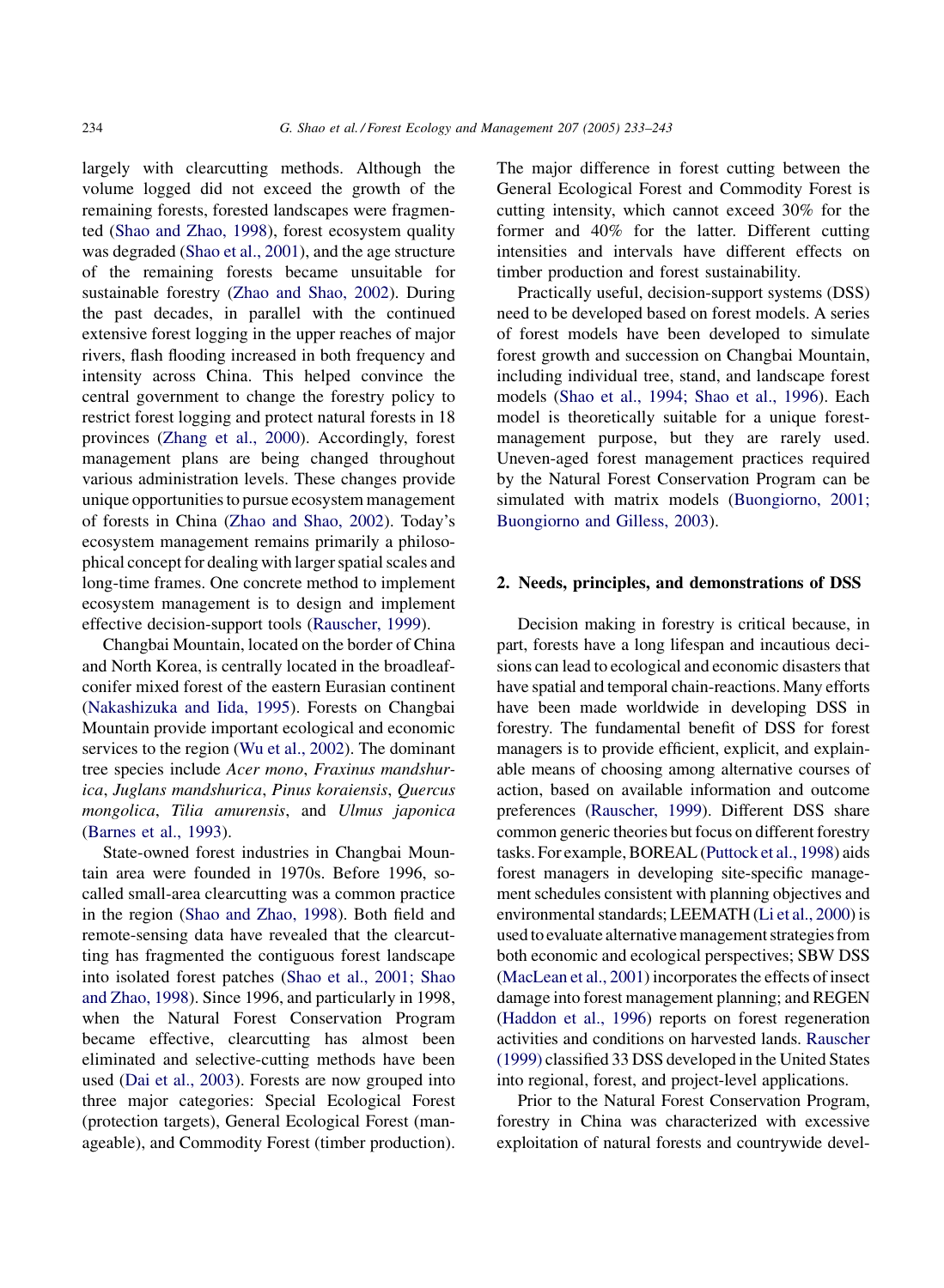largely with clearcutting methods. Although the volume logged did not exceed the growth of the remaining forests, forested landscapes were fragmented (Shao and Zhao, 1998), forest ecosystem quality was degraded (Shao et al., 2001), and the age structure of the remaining forests became unsuitable for sustainable forestry (Zhao and Shao, 2002). During the past decades, in parallel with the continued extensive forest logging in the upper reaches of major rivers, flash flooding increased in both frequency and intensity across China. This helped convince the central government to change the forestry policy to restrict forest logging and protect natural forests in 18 provinces (Zhang et al., 2000). Accordingly, forest management plans are being changed throughout various administration levels. These changes provide unique opportunities to pursue ecosystem management of forests in China (Zhao and Shao, 2002). Today's ecosystem management remains primarily a philosophical concept for dealing with larger spatial scales and long-time frames. One concrete method to implement ecosystem management is to design and implement effective decision-support tools (Rauscher, 1999).

Changbai Mountain, located on the border of China and North Korea, is centrally located in the broadleaf-conifer mixed forest of the eastern Eurasian continent (Nakashizuka and Iida, 1995). Forests on Changbai Mountain provide important ecological and economic services to the region (Wu et al., 2002). The dominant tree species include *Acer mono*, *Fraxinus mandshurica*, *Juglans mandshurica*, *Pinus koraiensis*, *Quercus mongolica*, *Tilia amurensis*, and *Ulmus japonica* (Barnes et al., 1993).

State-owned forest industries in Changbai Mountain area were founded in 1970s. Before 1996, so-called small-area clearcutting was a common practice in the region (Shao and Zhao, 1998). Both field and remote-sensing data have revealed that the clearcutting has fragmented the contiguous forest landscape into isolated forest patches (Shao et al., 2001; Shao and Zhao, 1998). Since 1996, and particularly in 1998, when the Natural Forest Conservation Program became effective, clearcutting has almost been eliminated and selective-cutting methods have been used (Dai et al., 2003). Forests are now grouped into three major categories: Special Ecological Forest (protection targets), General Ecological Forest (manageable), and Commodity Forest (timber production). The major difference in forest cutting between the General Ecological Forest and Commodity Forest is cutting intensity, which cannot exceed 30% for the former and 40% for the latter. Different cutting intensities and intervals have different effects on timber production and forest sustainability.

Practically useful, decision-support systems (DSS) need to be developed based on forest models. A series of forest models have been developed to simulate forest growth and succession on Changbai Mountain, including individual tree, stand, and landscape forest models (Shao et al., 1994; Shao et al., 1996). Each model is theoretically suitable for a unique forest-management purpose, but they are rarely used. Uneven-aged forest management practices required by the Natural Forest Conservation Program can be simulated with matrix models (Buongiorno, 2001; Buongiorno and Gilless, 2003).

## 2. Needs, principles, and demonstrations of DSS

Decision making in forestry is critical because, in part, forests have a long lifespan and incautious decisions can lead to ecological and economic disasters that have spatial and temporal chain-reactions. Many efforts have been made worldwide in developing DSS in forestry. The fundamental benefit of DSS for forest managers is to provide efficient, explicit, and explainable means of choosing among alternative courses of action, based on available information and outcome preferences (Rauscher, 1999). Different DSS share common generic theories but focus on different forestry tasks. For example, BOREAL (Puttock et al., 1998) aids forest managers in developing site-specific management schedules consistent with planning objectives and environmental standards; LEEMATH (Li et al., 2000) is used to evaluate alternative management strategies from both economic and ecological perspectives; SBW DSS (MacLean et al., 2001) incorporates the effects of insect damage into forest management planning; and REGEN (Haddon et al., 1996) reports on forest regeneration activities and conditions on harvested lands. Rauscher (1999) classified 33 DSS developed in the United States into regional, forest, and project-level applications.

Prior to the Natural Forest Conservation Program, forestry in China was characterized with excessive exploitation of natural forests and countrywide devel-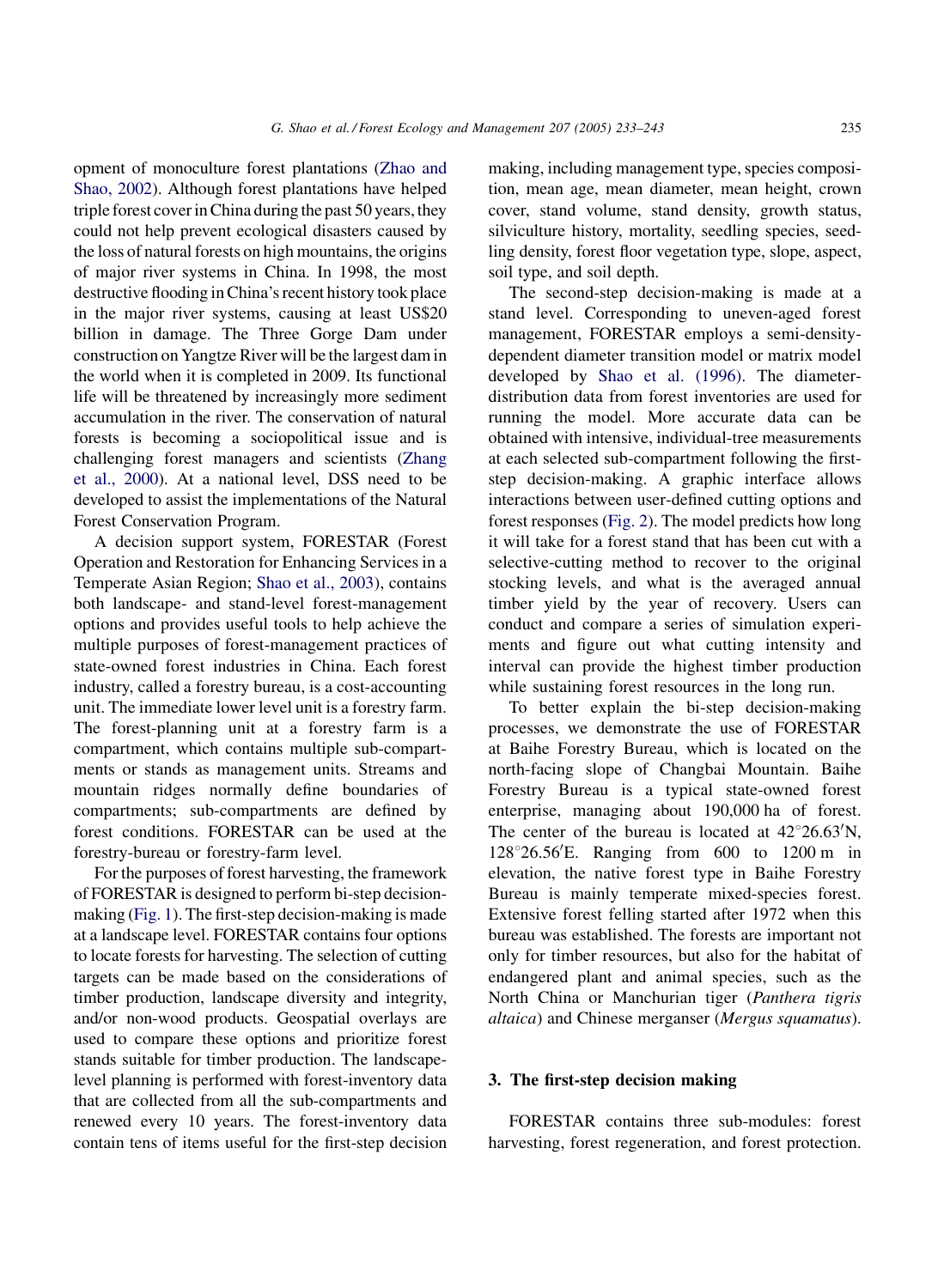opment of monoculture forest plantations (Zhao and Shao, 2002). Although forest plantations have helped triple forest cover in China during the past 50 years, they could not help prevent ecological disasters caused by the loss of natural forests on high mountains, the origins of major river systems in China. In 1998, the most destructive flooding in China's recent history took place in the major river systems, causing at least US$20 billion in damage. The Three Gorge Dam under construction on Yangtze River will be the largest dam in the world when it is completed in 2009. Its functional life will be threatened by increasingly more sediment accumulation in the river. The conservation of natural forests is becoming a sociopolitical issue and is challenging forest managers and scientists (Zhang et al., 2000). At a national level, DSS need to be developed to assist the implementations of the Natural Forest Conservation Program.

A decision support system, FORESTAR (Forest Operation and Restoration for Enhancing Services in a Temperate Asian Region; Shao et al., 2003), contains both landscape- and stand-level forest-management options and provides useful tools to help achieve the multiple purposes of forest-management practices of state-owned forest industries in China. Each forest industry, called a forestry bureau, is a cost-accounting unit. The immediate lower level unit is a forestry farm. The forest-planning unit at a forestry farm is a compartment, which contains multiple sub-compartments or stands as management units. Streams and mountain ridges normally define boundaries of compartments; sub-compartments are defined by forest conditions. FORESTAR can be used at the forestry-bureau or forestry-farm level.

For the purposes of forest harvesting, the framework of FORESTAR is designed to perform bi-step decision-making (Fig. 1). The first-step decision-making is made at a landscape level. FORESTAR contains four options to locate forests for harvesting. The selection of cutting targets can be made based on the considerations of timber production, landscape diversity and integrity, and/or non-wood products. Geospatial overlays are used to compare these options and prioritize forest stands suitable for timber production. The landscape-level planning is performed with forest-inventory data that are collected from all the sub-compartments and renewed every 10 years. The forest-inventory data contain tens of items useful for the first-step decision making, including management type, species composition, mean age, mean diameter, mean height, crown cover, stand volume, stand density, growth status, silviculture history, mortality, seedling species, seedling density, forest floor vegetation type, slope, aspect, soil type, and soil depth.

The second-step decision-making is made at a stand level. Corresponding to uneven-aged forest management, FORESTAR employs a semi-density-dependent diameter transition model or matrix model developed by Shao et al. (1996). The diameter-distribution data from forest inventories are used for running the model. More accurate data can be obtained with intensive, individual-tree measurements at each selected sub-compartment following the first-step decision-making. A graphic interface allows interactions between user-defined cutting options and forest responses (Fig. 2). The model predicts how long it will take for a forest stand that has been cut with a selective-cutting method to recover to the original stocking levels, and what is the averaged annual timber yield by the year of recovery. Users can conduct and compare a series of simulation experiments and figure out what cutting intensity and interval can provide the highest timber production while sustaining forest resources in the long run.

To better explain the bi-step decision-making processes, we demonstrate the use of FORESTAR at Baihe Forestry Bureau, which is located on the north-facing slope of Changbai Mountain. Baihe Forestry Bureau is a typical state-owned forest enterprise, managing about 190,000 ha of forest. The center of the bureau is located at 42°26.63′N, 128°26.56′E. Ranging from 600 to 1200 m in elevation, the native forest type in Baihe Forestry Bureau is mainly temperate mixed-species forest. Extensive forest felling started after 1972 when this bureau was established. The forests are important not only for timber resources, but also for the habitat of endangered plant and animal species, such as the North China or Manchurian tiger (*Panthera tigris altaica*) and Chinese merganser (*Mergus squamatus*).

## 3. The first-step decision making

FORESTAR contains three sub-modules: forest harvesting, forest regeneration, and forest protection.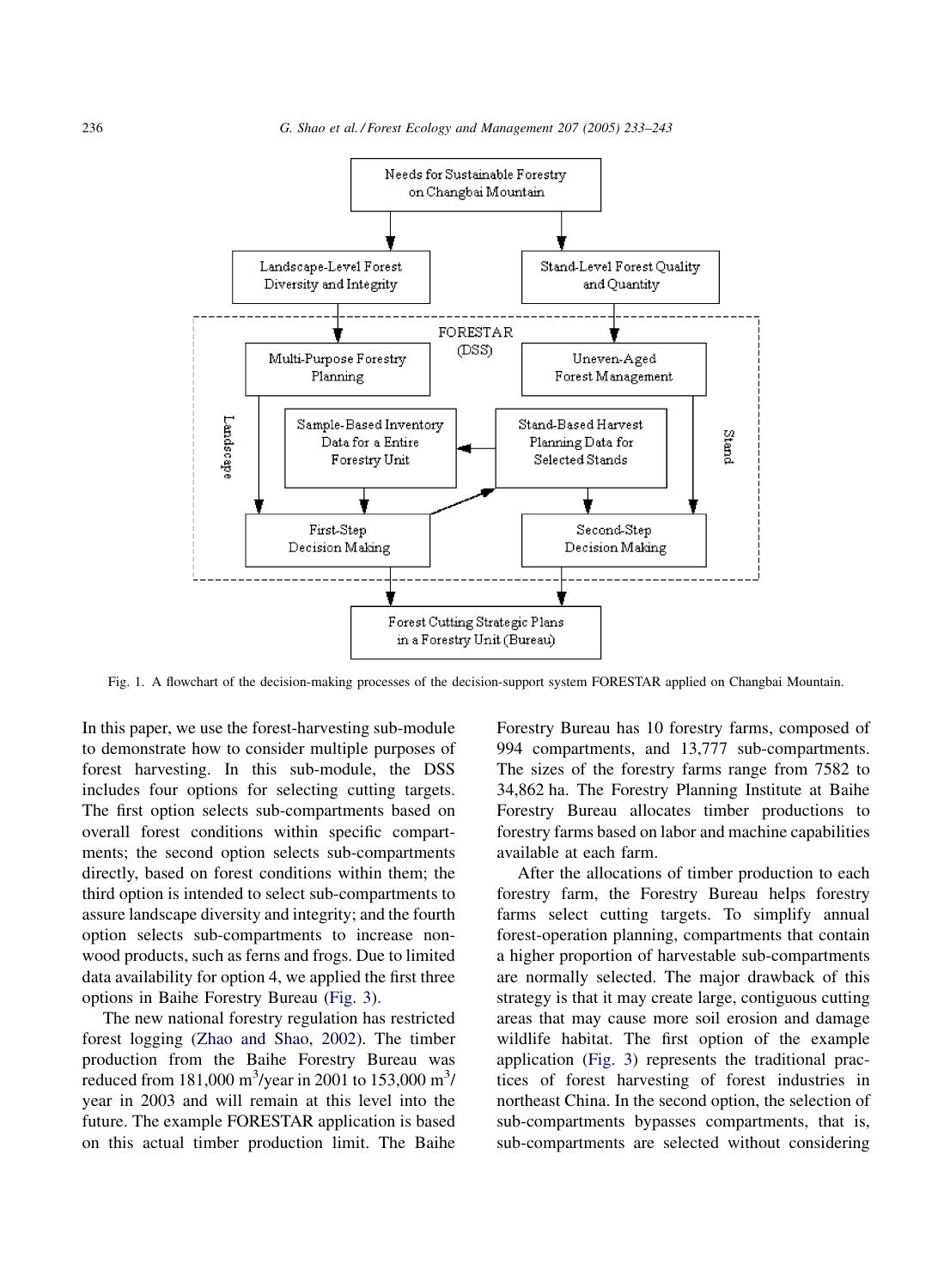Fig. 1. A flowchart of the decision-making processes of the decision-support system FORESTAR applied on Changbai Mountain.

In this paper, we use the forest-harvesting sub-module to demonstrate how to consider multiple purposes of forest harvesting. In this sub-module, the DSS includes four options for selecting cutting targets. The first option selects sub-compartments based on overall forest conditions within specific compartments; the second option selects sub-compartments directly, based on forest conditions within them; the third option is intended to select sub-compartments to assure landscape diversity and integrity; and the fourth option selects sub-compartments to increase non-wood products, such as ferns and frogs. Due to limited data availability for option 4, we applied the first three options in Baihe Forestry Bureau (Fig. 3).

The new national forestry regulation has restricted forest logging (Zhao and Shao, 2002). The timber production from the Baihe Forestry Bureau was reduced from 181,000 $m^3$/year in 2001 to 153,000 $m^3$/year in 2003 and will remain at this level into the future. The example FORESTAR application is based on this actual timber production limit. The Baihe Forestry Bureau has 10 forestry farms, composed of 994 compartments, and 13,777 sub-compartments. The sizes of the forestry farms range from 7582 to 34,862 ha. The Forestry Planning Institute at Baihe Forestry Bureau allocates timber productions to forestry farms based on labor and machine capabilities available at each farm.

After the allocations of timber production to each forestry farm, the Forestry Bureau helps forestry farms select cutting targets. To simplify annual forest-operation planning, compartments that contain a higher proportion of harvestable sub-compartments are normally selected. The major drawback of this strategy is that it may create large, contiguous cutting areas that may cause more soil erosion and damage wildlife habitat. The first option of the example application (Fig. 3) represents the traditional practices of forest harvesting of forest industries in northeast China. In the second option, the selection of sub-compartments bypasses compartments, that is, sub-compartments are selected without considering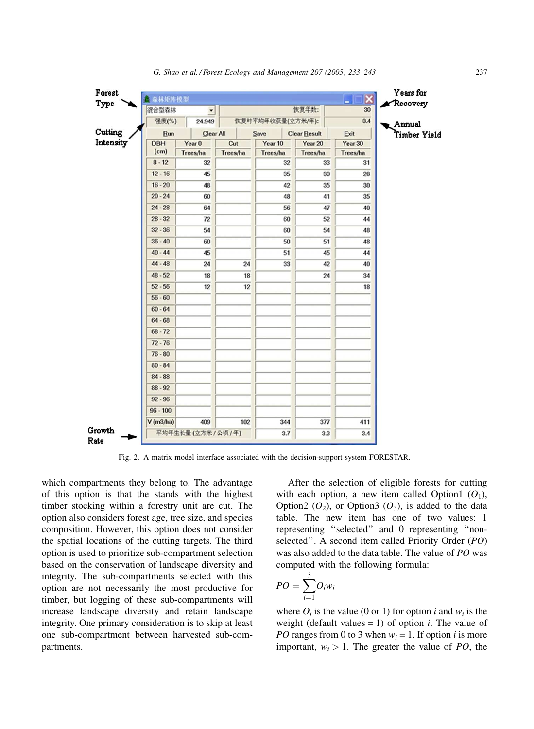| 混合型森林 | | 恢复年数: | | | 30 |
|---|---|---|---|---|---|
| 强度(%) | 24.949 | 恢复时平均年收获量(立方米/年): | | | 3.4 |
| DBH (cm) | Year 0 Trees/ha | Cut Trees/ha | Year 10 Trees/ha | Year 20 Trees/ha | Year 30 Trees/ha |
| 8 - 12 | 32 | | 32 | 33 | 31 |
| 12 - 16 | 45 | | 35 | 30 | 28 |
| 16 - 20 | 48 | | 42 | 35 | 30 |
| 20 - 24 | 60 | | 48 | 41 | 35 |
| 24 - 28 | 64 | | 56 | 47 | 40 |
| 28 - 32 | 72 | | 60 | 52 | 44 |
| 32 - 36 | 54 | | 60 | 54 | 48 |
| 36 - 40 | 60 | | 50 | 51 | 48 |
| 40 - 44 | 45 | | 51 | 45 | 44 |
| 44 - 48 | 24 | 24 | 33 | 42 | 40 |
| 48 - 52 | 18 | 18 | | 24 | 34 |
| 52 - 56 | 12 | 12 | | | 18 |
| 56 - 60 | | | | | |
| 60 - 64 | | | | | |
| 64 - 68 | | | | | |
| 68 - 72 | | | | | |
| 72 - 76 | | | | | |
| 76 - 80 | | | | | |
| 80 - 84 | | | | | |
| 84 - 88 | | | | | |
| 88 - 92 | | | | | |
| 92 - 96 | | | | | |
| 96 - 100 | | | | | |
| V (m3/ha) | 409 | 102 | 344 | 377 | 411 |
| 平均年生长量 (立方米 / 公顷 / 年) | | | 3.7 | 3.3 | 3.4 |

Forest Type; Cutting Intensity; Years for Recovery; Annual Timber Yield; Growth Rate

Fig. 2. A matrix model interface associated with the decision-support system FORESTAR.

which compartments they belong to. The advantage of this option is that the stands with the highest timber stocking within a forestry unit are cut. The option also considers forest age, tree size, and species composition. However, this option does not consider the spatial locations of the cutting targets. The third option is used to prioritize sub-compartment selection based on the conservation of landscape diversity and integrity. The sub-compartments selected with this option are not necessarily the most productive for timber, but logging of these sub-compartments will increase landscape diversity and retain landscape integrity. One primary consideration is to skip at least one sub-compartment between harvested sub-compartments.

After the selection of eligible forests for cutting with each option, a new item called Option1 ($O_1$), Option2 ($O_2$), or Option3 ($O_3$), is added to the data table. The new item has one of two values: 1 representing ''selected'' and 0 representing ''non-selected''. A second item called Priority Order (*PO*) was also added to the data table. The value of *PO* was computed with the following formula:

$$PO = \sum_{i=1}^{3} O_i w_i$$

where $O_i$ is the value (0 or 1) for option $i$ and $w_i$ is the weight (default values = 1) of option $i$. The value of *PO* ranges from 0 to 3 when $w_i = 1$. If option $i$ is more important, $w_i > 1$. The greater the value of *PO*, the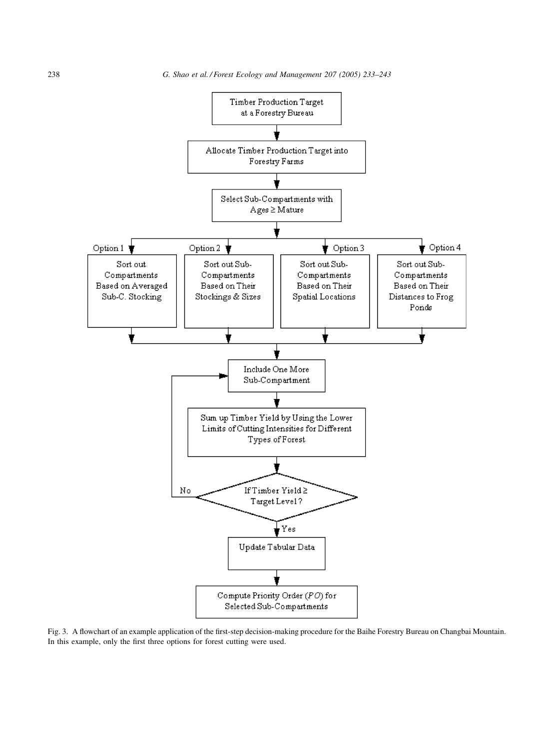Timber Production Target at a Forestry Bureau

↓

Allocate Timber Production Target into Forestry Farms

↓

Select Sub-Compartments with Ages ≥ Mature

↓

- Option 1: Sort out Compartments Based on Averaged Sub-C. Stocking
- Option 2: Sort out Sub-Compartments Based on Their Stockings & Sizes
- Option 3: Sort out Sub-Compartments Based on Their Spatial Locations
- Option 4: Sort out Sub-Compartments Based on Their Distances to Frog Ponds

↓

Include One More Sub-Compartment

↓

Sum up Timber Yield by Using the Lower Limits of Cutting Intensities for Different Types of Forest

↓

If Timber Yield ≥ Target Level? (No → Include One More Sub-Compartment)

↓ Yes

Update Tabular Data

↓

Compute Priority Order (*PO*) for Selected Sub-Compartments

Fig. 3. A flowchart of an example application of the first-step decision-making procedure for the Baihe Forestry Bureau on Changbai Mountain. In this example, only the first three options for forest cutting were used.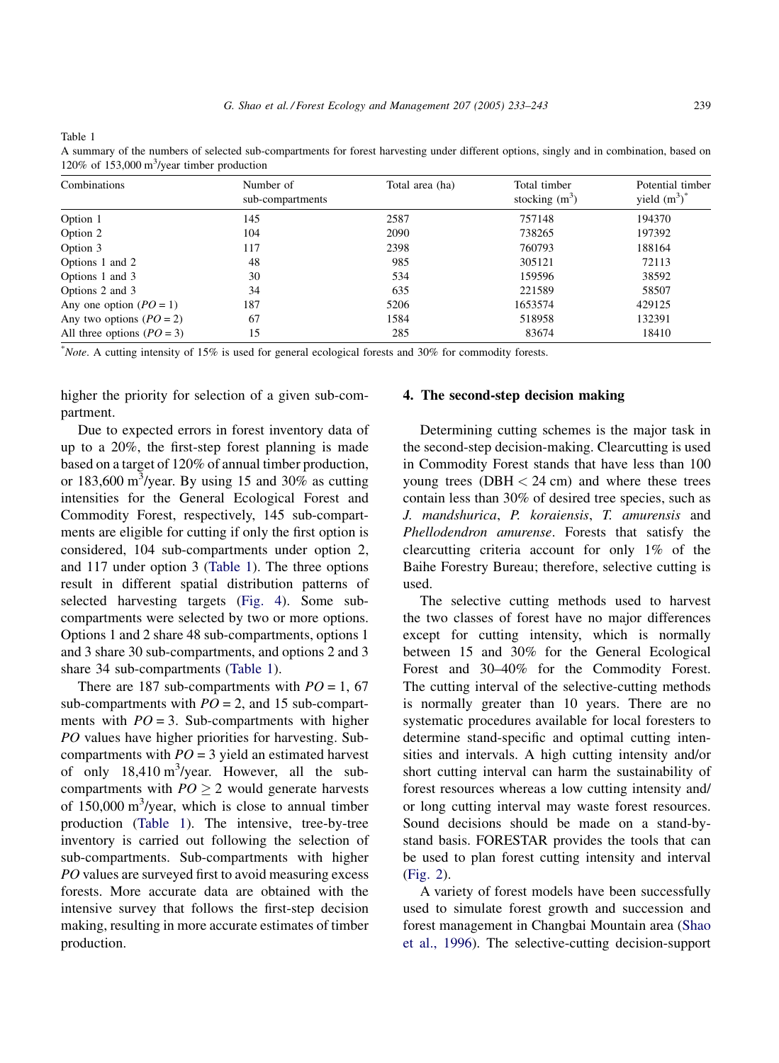Table 1

A summary of the numbers of selected sub-compartments for forest harvesting under different options, singly and in combination, based on 120% of 153,000 $m^3$/year timber production

| Combinations | Number of sub-compartments | Total area (ha) | Total timber stocking ($m^3$) | Potential timber yield ($m^3$)* |
|---|---|---|---|---|
| Option 1 | 145 | 2587 | 757148 | 194370 |
| Option 2 | 104 | 2090 | 738265 | 197392 |
| Option 3 | 117 | 2398 | 760793 | 188164 |
| Options 1 and 2 | 48 | 985 | 305121 | 72113 |
| Options 1 and 3 | 30 | 534 | 159596 | 38592 |
| Options 2 and 3 | 34 | 635 | 221589 | 58507 |
| Any one option ($PO = 1$) | 187 | 5206 | 1653574 | 429125 |
| Any two options ($PO = 2$) | 67 | 1584 | 518958 | 132391 |
| All three options ($PO = 3$) | 15 | 285 | 83674 | 18410 |

*Note*. A cutting intensity of 15% is used for general ecological forests and 30% for commodity forests.

higher the priority for selection of a given sub-compartment.

Due to expected errors in forest inventory data of up to a 20%, the first-step forest planning is made based on a target of 120% of annual timber production, or 183,600 $m^3$/year. By using 15 and 30% as cutting intensities for the General Ecological Forest and Commodity Forest, respectively, 145 sub-compartments are eligible for cutting if only the first option is considered, 104 sub-compartments under option 2, and 117 under option 3 (Table 1). The three options result in different spatial distribution patterns of selected harvesting targets (Fig. 4). Some sub-compartments were selected by two or more options. Options 1 and 2 share 48 sub-compartments, options 1 and 3 share 30 sub-compartments, and options 2 and 3 share 34 sub-compartments (Table 1).

There are 187 sub-compartments with $PO = 1$, 67 sub-compartments with $PO = 2$, and 15 sub-compartments with $PO = 3$. Sub-compartments with higher *PO* values have higher priorities for harvesting. Sub-compartments with $PO = 3$ yield an estimated harvest of only 18,410 $m^3$/year. However, all the sub-compartments with $PO \geq 2$ would generate harvests of 150,000 $m^3$/year, which is close to annual timber production (Table 1). The intensive, tree-by-tree inventory is carried out following the selection of sub-compartments. Sub-compartments with higher *PO* values are surveyed first to avoid measuring excess forests. More accurate data are obtained with the intensive survey that follows the first-step decision making, resulting in more accurate estimates of timber production.

## 4. The second-step decision making

Determining cutting schemes is the major task in the second-step decision-making. Clearcutting is used in Commodity Forest stands that have less than 100 young trees (DBH < 24 cm) and where these trees contain less than 30% of desired tree species, such as *J. mandshurica*, *P. koraiensis*, *T. amurensis* and *Phellodendron amurense*. Forests that satisfy the clearcutting criteria account for only 1% of the Baihe Forestry Bureau; therefore, selective cutting is used.

The selective cutting methods used to harvest the two classes of forest have no major differences except for cutting intensity, which is normally between 15 and 30% for the General Ecological Forest and 30–40% for the Commodity Forest. The cutting interval of the selective-cutting methods is normally greater than 10 years. There are no systematic procedures available for local foresters to determine stand-specific and optimal cutting intensities and intervals. A high cutting intensity and/or short cutting interval can harm the sustainability of forest resources whereas a low cutting intensity and/or long cutting interval may waste forest resources. Sound decisions should be made on a stand-by-stand basis. FORESTAR provides the tools that can be used to plan forest cutting intensity and interval (Fig. 2).

A variety of forest models have been successfully used to simulate forest growth and succession and forest management in Changbai Mountain area (Shao et al., 1996). The selective-cutting decision-support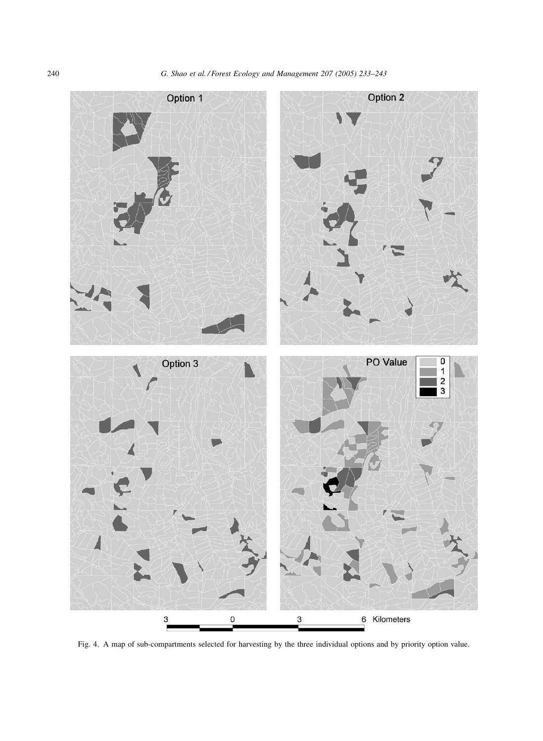Fig. 4. A map of sub-compartments selected for harvesting by the three individual options and by priority option value.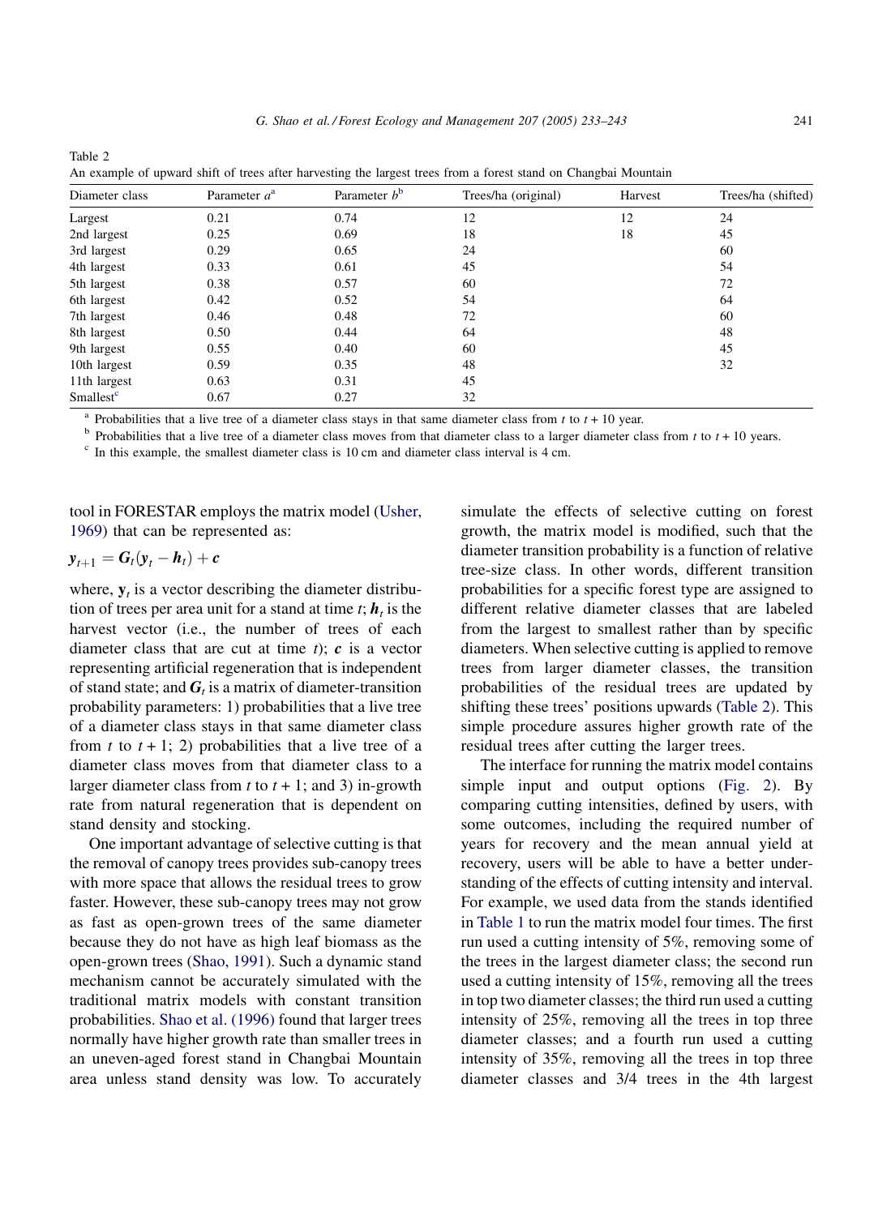Table 2
An example of upward shift of trees after harvesting the largest trees from a forest stand on Changbai Mountain

| Diameter class | Parameter $a$[a] | Parameter $b$[b] | Trees/ha (original) | Harvest | Trees/ha (shifted) |
|---|---|---|---|---|---|
| Largest | 0.21 | 0.74 | 12 | 12 | 24 |
| 2nd largest | 0.25 | 0.69 | 18 | 18 | 45 |
| 3rd largest | 0.29 | 0.65 | 24 | | 60 |
| 4th largest | 0.33 | 0.61 | 45 | | 54 |
| 5th largest | 0.38 | 0.57 | 60 | | 72 |
| 6th largest | 0.42 | 0.52 | 54 | | 64 |
| 7th largest | 0.46 | 0.48 | 72 | | 60 |
| 8th largest | 0.50 | 0.44 | 64 | | 48 |
| 9th largest | 0.55 | 0.40 | 60 | | 45 |
| 10th largest | 0.59 | 0.35 | 48 | | 32 |
| 11th largest | 0.63 | 0.31 | 45 | | |
| Smallest[c] | 0.67 | 0.27 | 32 | | |

[a] Probabilities that a live tree of a diameter class stays in that same diameter class from $t$ to $t + 10$ year.
[b] Probabilities that a live tree of a diameter class moves from that diameter class to a larger diameter class from $t$ to $t + 10$ years.
[c] In this example, the smallest diameter class is 10 cm and diameter class interval is 4 cm.

tool in FORESTAR employs the matrix model (Usher, 1969) that can be represented as:

$$\boldsymbol{y}_{t+1} = \boldsymbol{G}_t(\boldsymbol{y}_t - \boldsymbol{h}_t) + \boldsymbol{c}$$

where, $\mathbf{y}_t$ is a vector describing the diameter distribution of trees per area unit for a stand at time $t$; $\boldsymbol{h}_t$ is the harvest vector (i.e., the number of trees of each diameter class that are cut at time $t$); $\boldsymbol{c}$ is a vector representing artificial regeneration that is independent of stand state; and $\boldsymbol{G}_t$ is a matrix of diameter-transition probability parameters: 1) probabilities that a live tree of a diameter class stays in that same diameter class from $t$ to $t + 1$; 2) probabilities that a live tree of a diameter class moves from that diameter class to a larger diameter class from $t$ to $t + 1$; and 3) in-growth rate from natural regeneration that is dependent on stand density and stocking.

One important advantage of selective cutting is that the removal of canopy trees provides sub-canopy trees with more space that allows the residual trees to grow faster. However, these sub-canopy trees may not grow as fast as open-grown trees of the same diameter because they do not have as high leaf biomass as the open-grown trees (Shao, 1991). Such a dynamic stand mechanism cannot be accurately simulated with the traditional matrix models with constant transition probabilities. Shao et al. (1996) found that larger trees normally have higher growth rate than smaller trees in an uneven-aged forest stand in Changbai Mountain area unless stand density was low. To accurately simulate the effects of selective cutting on forest growth, the matrix model is modified, such that the diameter transition probability is a function of relative tree-size class. In other words, different transition probabilities for a specific forest type are assigned to different relative diameter classes that are labeled from the largest to smallest rather than by specific diameters. When selective cutting is applied to remove trees from larger diameter classes, the transition probabilities of the residual trees are updated by shifting these trees' positions upwards (Table 2). This simple procedure assures higher growth rate of the residual trees after cutting the larger trees.

The interface for running the matrix model contains simple input and output options (Fig. 2). By comparing cutting intensities, defined by users, with some outcomes, including the required number of years for recovery and the mean annual yield at recovery, users will be able to have a better understanding of the effects of cutting intensity and interval. For example, we used data from the stands identified in Table 1 to run the matrix model four times. The first run used a cutting intensity of 5%, removing some of the trees in the largest diameter class; the second run used a cutting intensity of 15%, removing all the trees in top two diameter classes; the third run used a cutting intensity of 25%, removing all the trees in top three diameter classes; and a fourth run used a cutting intensity of 35%, removing all the trees in top three diameter classes and 3/4 trees in the 4th largest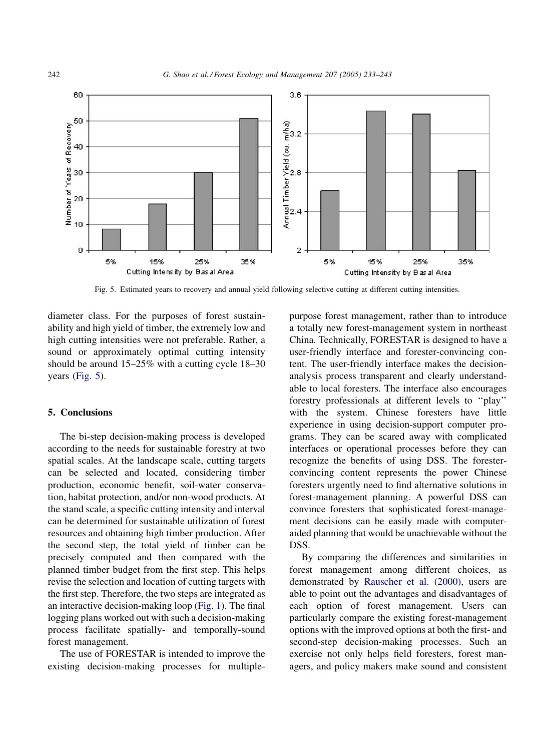Fig. 5. Estimated years to recovery and annual yield following selective cutting at different cutting intensities.

diameter class. For the purposes of forest sustainability and high yield of timber, the extremely low and high cutting intensities were not preferable. Rather, a sound or approximately optimal cutting intensity should be around 15–25% with a cutting cycle 18–30 years (Fig. 5).

## 5. Conclusions

The bi-step decision-making process is developed according to the needs for sustainable forestry at two spatial scales. At the landscape scale, cutting targets can be selected and located, considering timber production, economic benefit, soil-water conservation, habitat protection, and/or non-wood products. At the stand scale, a specific cutting intensity and interval can be determined for sustainable utilization of forest resources and obtaining high timber production. After the second step, the total yield of timber can be precisely computed and then compared with the planned timber budget from the first step. This helps revise the selection and location of cutting targets with the first step. Therefore, the two steps are integrated as an interactive decision-making loop (Fig. 1). The final logging plans worked out with such a decision-making process facilitate spatially- and temporally-sound forest management.

The use of FORESTAR is intended to improve the existing decision-making processes for multiple-purpose forest management, rather than to introduce a totally new forest-management system in northeast China. Technically, FORESTAR is designed to have a user-friendly interface and forester-convincing content. The user-friendly interface makes the decision-analysis process transparent and clearly understandable to local foresters. The interface also encourages forestry professionals at different levels to ''play'' with the system. Chinese foresters have little experience in using decision-support computer programs. They can be scared away with complicated interfaces or operational processes before they can recognize the benefits of using DSS. The forester-convincing content represents the power Chinese foresters urgently need to find alternative solutions in forest-management planning. A powerful DSS can convince foresters that sophisticated forest-management decisions can be easily made with computer-aided planning that would be unachievable without the DSS.

By comparing the differences and similarities in forest management among different choices, as demonstrated by Rauscher et al. (2000), users are able to point out the advantages and disadvantages of each option of forest management. Users can particularly compare the existing forest-management options with the improved options at both the first- and second-step decision-making processes. Such an exercise not only helps field foresters, forest managers, and policy makers make sound and consistent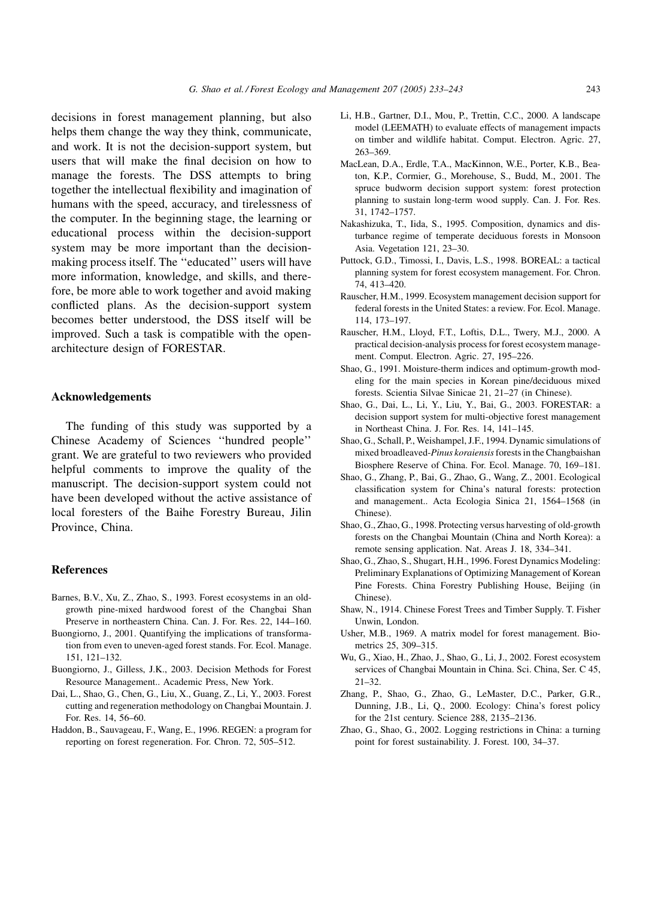decisions in forest management planning, but also helps them change the way they think, communicate, and work. It is not the decision-support system, but users that will make the final decision on how to manage the forests. The DSS attempts to bring together the intellectual flexibility and imagination of humans with the speed, accuracy, and tirelessness of the computer. In the beginning stage, the learning or educational process within the decision-support system may be more important than the decision-making process itself. The ''educated'' users will have more information, knowledge, and skills, and therefore, be more able to work together and avoid making conflicted plans. As the decision-support system becomes better understood, the DSS will be improved. Such a task is compatible with the open-architecture design of FORESTAR.

## Acknowledgements

The funding of this study was supported by a Chinese Academy of Sciences ''hundred people'' grant. We are grateful to two reviewers who provided helpful comments to improve the quality of the manuscript. The decision-support system could not have been developed without the active assistance of local foresters of the Baihe Forestry Bureau, Jilin Province, China.

## References

Barnes, B.V., Xu, Z., Zhao, S., 1993. Forest ecosystems in an old-growth pine-mixed hardwood forest of the Changbai Shan Preserve in northeastern China. Can. J. For. Res. 22, 144–160.

Buongiorno, J., 2001. Quantifying the implications of transformation from even to uneven-aged forest stands. For. Ecol. Manage. 151, 121–132.

Buongiorno, J., Gilless, J.K., 2003. Decision Methods for Forest Resource Management.. Academic Press, New York.

Dai, L., Shao, G., Chen, G., Liu, X., Guang, Z., Li, Y., 2003. Forest cutting and regeneration methodology on Changbai Mountain. J. For. Res. 14, 56–60.

Haddon, B., Sauvageau, F., Wang, E., 1996. REGEN: a program for reporting on forest regeneration. For. Chron. 72, 505–512.

Li, H.B., Gartner, D.I., Mou, P., Trettin, C.C., 2000. A landscape model (LEEMATH) to evaluate effects of management impacts on timber and wildlife habitat. Comput. Electron. Agric. 27, 263–369.

MacLean, D.A., Erdle, T.A., MacKinnon, W.E., Porter, K.B., Beaton, K.P., Cormier, G., Morehouse, S., Budd, M., 2001. The spruce budworm decision support system: forest protection planning to sustain long-term wood supply. Can. J. For. Res. 31, 1742–1757.

Nakashizuka, T., Iida, S., 1995. Composition, dynamics and disturbance regime of temperate deciduous forests in Monsoon Asia. Vegetation 121, 23–30.

Puttock, G.D., Timossi, I., Davis, L.S., 1998. BOREAL: a tactical planning system for forest ecosystem management. For. Chron. 74, 413–420.

Rauscher, H.M., 1999. Ecosystem management decision support for federal forests in the United States: a review. For. Ecol. Manage. 114, 173–197.

Rauscher, H.M., Lloyd, F.T., Loftis, D.L., Twery, M.J., 2000. A practical decision-analysis process for forest ecosystem management. Comput. Electron. Agric. 27, 195–226.

Shao, G., 1991. Moisture-therm indices and optimum-growth modeling for the main species in Korean pine/deciduous mixed forests. Scientia Silvae Sinicae 21, 21–27 (in Chinese).

Shao, G., Dai, L., Li, Y., Liu, Y., Bai, G., 2003. FORESTAR: a decision support system for multi-objective forest management in Northeast China. J. For. Res. 14, 141–145.

Shao, G., Schall, P., Weishampel, J.F., 1994. Dynamic simulations of mixed broadleaved-*Pinus koraiensis* forests in the Changbaishan Biosphere Reserve of China. For. Ecol. Manage. 70, 169–181.

Shao, G., Zhang, P., Bai, G., Zhao, G., Wang, Z., 2001. Ecological classification system for China's natural forests: protection and management.. Acta Ecologia Sinica 21, 1564–1568 (in Chinese).

Shao, G., Zhao, G., 1998. Protecting versus harvesting of old-growth forests on the Changbai Mountain (China and North Korea): a remote sensing application. Nat. Areas J. 18, 334–341.

Shao, G., Zhao, S., Shugart, H.H., 1996. Forest Dynamics Modeling: Preliminary Explanations of Optimizing Management of Korean Pine Forests. China Forestry Publishing House, Beijing (in Chinese).

Shaw, N., 1914. Chinese Forest Trees and Timber Supply. T. Fisher Unwin, London.

Usher, M.B., 1969. A matrix model for forest management. Biometrics 25, 309–315.

Wu, G., Xiao, H., Zhao, J., Shao, G., Li, J., 2002. Forest ecosystem services of Changbai Mountain in China. Sci. China, Ser. C 45, 21–32.

Zhang, P., Shao, G., Zhao, G., LeMaster, D.C., Parker, G.R., Dunning, J.B., Li, Q., 2000. Ecology: China's forest policy for the 21st century. Science 288, 2135–2136.

Zhao, G., Shao, G., 2002. Logging restrictions in China: a turning point for forest sustainability. J. Forest. 100, 34–37.